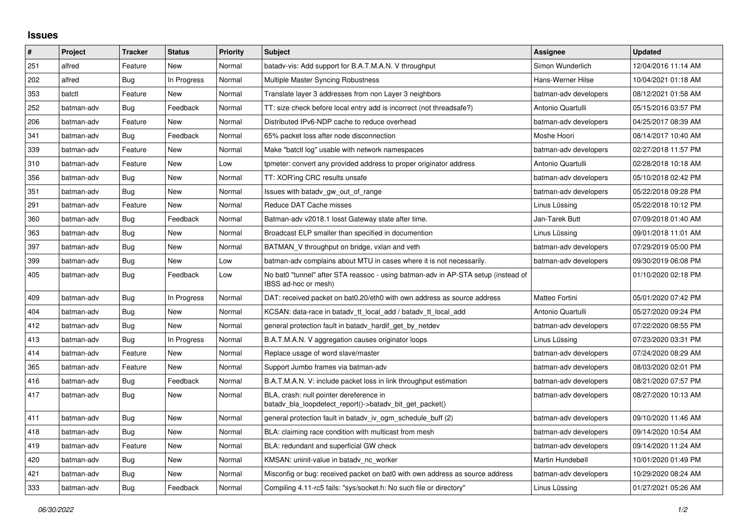## Issues

| # | Project | Tracker | Status | Priority | Subject | Assignee | Updated |
|---|---|---|---|---|---|---|---|
| 251 | alfred | Feature | New | Normal | batadv-vis: Add support for B.A.T.M.A.N. V throughput | Simon Wunderlich | 12/04/2016 11:14 AM |
| 202 | alfred | Bug | In Progress | Normal | Multiple Master Syncing Robustness | Hans-Werner Hilse | 10/04/2021 01:18 AM |
| 353 | batctl | Feature | New | Normal | Translate layer 3 addresses from non Layer 3 neighbors | batman-adv developers | 08/12/2021 01:58 AM |
| 252 | batman-adv | Bug | Feedback | Normal | TT: size check before local entry add is incorrect (not threadsafe?) | Antonio Quartulli | 05/15/2016 03:57 PM |
| 206 | batman-adv | Feature | New | Normal | Distributed IPv6-NDP cache to reduce overhead | batman-adv developers | 04/25/2017 08:39 AM |
| 341 | batman-adv | Bug | Feedback | Normal | 65% packet loss after node disconnection | Moshe Hoori | 08/14/2017 10:40 AM |
| 339 | batman-adv | Feature | New | Normal | Make "batctl log" usable with network namespaces | batman-adv developers | 02/27/2018 11:57 PM |
| 310 | batman-adv | Feature | New | Low | tpmeter: convert any provided address to proper originator address | Antonio Quartulli | 02/28/2018 10:18 AM |
| 356 | batman-adv | Bug | New | Normal | TT: XOR'ing CRC results unsafe | batman-adv developers | 05/10/2018 02:42 PM |
| 351 | batman-adv | Bug | New | Normal | Issues with batadv_gw_out_of_range | batman-adv developers | 05/22/2018 09:28 PM |
| 291 | batman-adv | Feature | New | Normal | Reduce DAT Cache misses | Linus Lüssing | 05/22/2018 10:12 PM |
| 360 | batman-adv | Bug | Feedback | Normal | Batman-adv v2018.1 losst Gateway state after time. | Jan-Tarek Butt | 07/09/2018 01:40 AM |
| 363 | batman-adv | Bug | New | Normal | Broadcast ELP smaller than specified in documention | Linus Lüssing | 09/01/2018 11:01 AM |
| 397 | batman-adv | Bug | New | Normal | BATMAN_V throughput on bridge, vxlan and veth | batman-adv developers | 07/29/2019 05:00 PM |
| 399 | batman-adv | Bug | New | Low | batman-adv complains about MTU in cases where it is not necessarily. | batman-adv developers | 09/30/2019 06:08 PM |
| 405 | batman-adv | Bug | Feedback | Low | No bat0 "tunnel" after STA reassoc - using batman-adv in AP-STA setup (instead of IBSS ad-hoc or mesh) | | 01/10/2020 02:18 PM |
| 409 | batman-adv | Bug | In Progress | Normal | DAT: received packet on bat0.20/eth0 with own address as source address | Matteo Fortini | 05/01/2020 07:42 PM |
| 404 | batman-adv | Bug | New | Normal | KCSAN: data-race in batadv_tt_local_add / batadv_tt_local_add | Antonio Quartulli | 05/27/2020 09:24 PM |
| 412 | batman-adv | Bug | New | Normal | general protection fault in batadv_hardif_get_by_netdev | batman-adv developers | 07/22/2020 08:55 PM |
| 413 | batman-adv | Bug | In Progress | Normal | B.A.T.M.A.N. V aggregation causes originator loops | Linus Lüssing | 07/23/2020 03:31 PM |
| 414 | batman-adv | Feature | New | Normal | Replace usage of word slave/master | batman-adv developers | 07/24/2020 08:29 AM |
| 365 | batman-adv | Feature | New | Normal | Support Jumbo frames via batman-adv | batman-adv developers | 08/03/2020 02:01 PM |
| 416 | batman-adv | Bug | Feedback | Normal | B.A.T.M.A.N. V: include packet loss in link throughput estimation | batman-adv developers | 08/21/2020 07:57 PM |
| 417 | batman-adv | Bug | New | Normal | BLA, crash: null pointer dereference in batadv_bla_loopdetect_report()->batadv_bit_get_packet() | batman-adv developers | 08/27/2020 10:13 AM |
| 411 | batman-adv | Bug | New | Normal | general protection fault in batadv_iv_ogm_schedule_buff (2) | batman-adv developers | 09/10/2020 11:46 AM |
| 418 | batman-adv | Bug | New | Normal | BLA: claiming race condition with multicast from mesh | batman-adv developers | 09/14/2020 10:54 AM |
| 419 | batman-adv | Feature | New | Normal | BLA: redundant and superficial GW check | batman-adv developers | 09/14/2020 11:24 AM |
| 420 | batman-adv | Bug | New | Normal | KMSAN: uninit-value in batadv_nc_worker | Martin Hundebøll | 10/01/2020 01:49 PM |
| 421 | batman-adv | Bug | New | Normal | Misconfig or bug: received packet on bat0 with own address as source address | batman-adv developers | 10/29/2020 08:24 AM |
| 333 | batman-adv | Bug | Feedback | Normal | Compiling 4.11-rc5 fails: "sys/socket.h: No such file or directory" | Linus Lüssing | 01/27/2021 05:26 AM |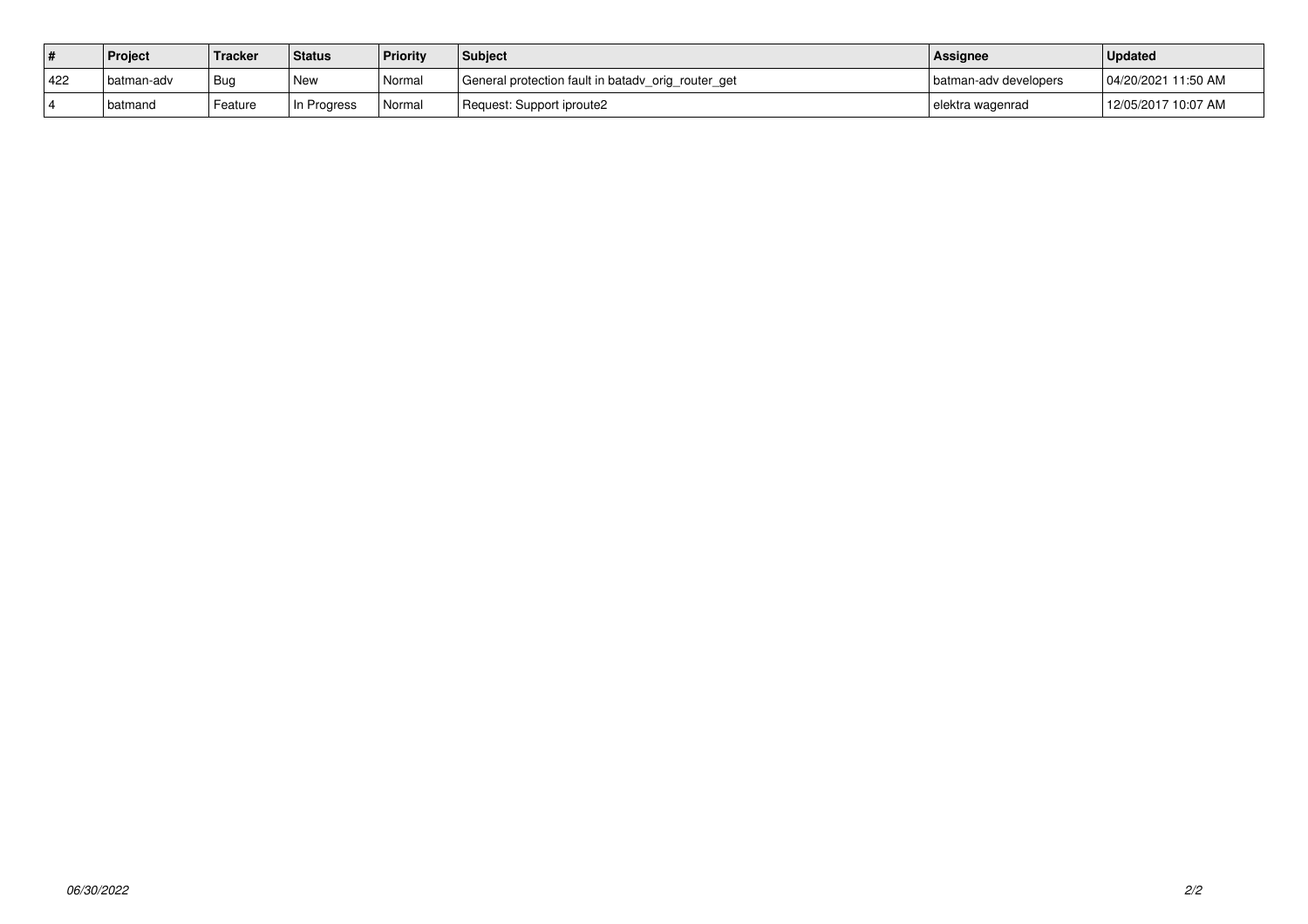| # | Project | Tracker | Status | Priority | Subject | Assignee | Updated |
|---|---|---|---|---|---|---|---|
| 422 | batman-adv | Bug | New | Normal | General protection fault in batadv_orig_router_get | batman-adv developers | 04/20/2021 11:50 AM |
| 4 | batmand | Feature | In Progress | Normal | Request: Support iproute2 | elektra wagenrad | 12/05/2017 10:07 AM |